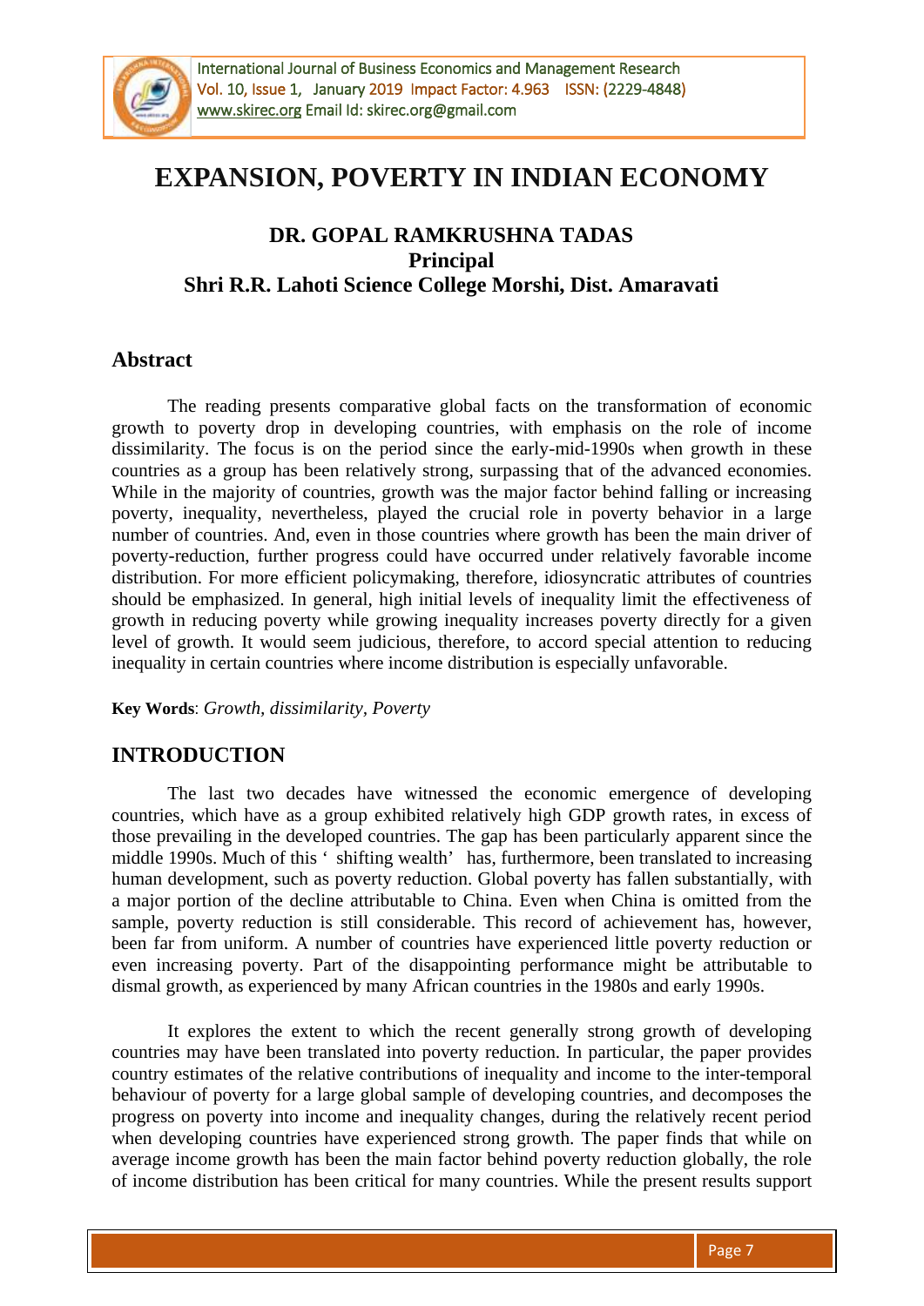# EXPANSION, POVERTY IN INDIAN ECONOMY

**DR. GOPAL RAMKRUSHNA TADAS**
**Principal**
**Shri R.R. Lahoti Science College Morshi, Dist. Amaravati**

## Abstract

The reading presents comparative global facts on the transformation of economic growth to poverty drop in developing countries, with emphasis on the role of income dissimilarity. The focus is on the period since the early-mid-1990s when growth in these countries as a group has been relatively strong, surpassing that of the advanced economies. While in the majority of countries, growth was the major factor behind falling or increasing poverty, inequality, nevertheless, played the crucial role in poverty behavior in a large number of countries. And, even in those countries where growth has been the main driver of poverty-reduction, further progress could have occurred under relatively favorable income distribution. For more efficient policymaking, therefore, idiosyncratic attributes of countries should be emphasized. In general, high initial levels of inequality limit the effectiveness of growth in reducing poverty while growing inequality increases poverty directly for a given level of growth. It would seem judicious, therefore, to accord special attention to reducing inequality in certain countries where income distribution is especially unfavorable.

**Key Words**: *Growth, dissimilarity, Poverty*

## INTRODUCTION

The last two decades have witnessed the economic emergence of developing countries, which have as a group exhibited relatively high GDP growth rates, in excess of those prevailing in the developed countries. The gap has been particularly apparent since the middle 1990s. Much of this ' shifting wealth' has, furthermore, been translated to increasing human development, such as poverty reduction. Global poverty has fallen substantially, with a major portion of the decline attributable to China. Even when China is omitted from the sample, poverty reduction is still considerable. This record of achievement has, however, been far from uniform. A number of countries have experienced little poverty reduction or even increasing poverty. Part of the disappointing performance might be attributable to dismal growth, as experienced by many African countries in the 1980s and early 1990s.

It explores the extent to which the recent generally strong growth of developing countries may have been translated into poverty reduction. In particular, the paper provides country estimates of the relative contributions of inequality and income to the inter-temporal behaviour of poverty for a large global sample of developing countries, and decomposes the progress on poverty into income and inequality changes, during the relatively recent period when developing countries have experienced strong growth. The paper finds that while on average income growth has been the main factor behind poverty reduction globally, the role of income distribution has been critical for many countries. While the present results support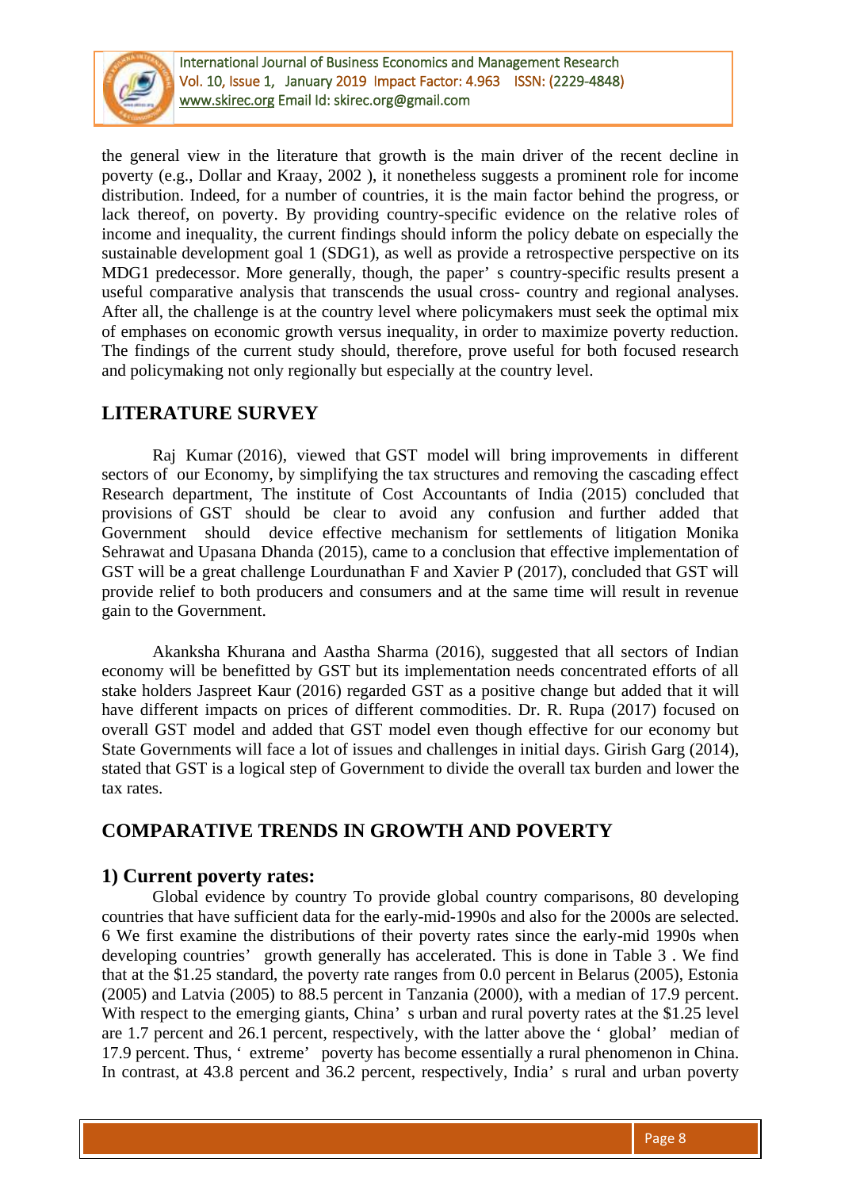the general view in the literature that growth is the main driver of the recent decline in poverty (e.g., Dollar and Kraay, 2002 ), it nonetheless suggests a prominent role for income distribution. Indeed, for a number of countries, it is the main factor behind the progress, or lack thereof, on poverty. By providing country-specific evidence on the relative roles of income and inequality, the current findings should inform the policy debate on especially the sustainable development goal 1 (SDG1), as well as provide a retrospective perspective on its MDG1 predecessor. More generally, though, the paper' s country-specific results present a useful comparative analysis that transcends the usual cross- country and regional analyses. After all, the challenge is at the country level where policymakers must seek the optimal mix of emphases on economic growth versus inequality, in order to maximize poverty reduction. The findings of the current study should, therefore, prove useful for both focused research and policymaking not only regionally but especially at the country level.

## LITERATURE SURVEY

Raj Kumar (2016), viewed that GST model will bring improvements in different sectors of our Economy, by simplifying the tax structures and removing the cascading effect Research department, The institute of Cost Accountants of India (2015) concluded that provisions of GST should be clear to avoid any confusion and further added that Government should device effective mechanism for settlements of litigation Monika Sehrawat and Upasana Dhanda (2015), came to a conclusion that effective implementation of GST will be a great challenge Lourdunathan F and Xavier P (2017), concluded that GST will provide relief to both producers and consumers and at the same time will result in revenue gain to the Government.

Akanksha Khurana and Aastha Sharma (2016), suggested that all sectors of Indian economy will be benefitted by GST but its implementation needs concentrated efforts of all stake holders Jaspreet Kaur (2016) regarded GST as a positive change but added that it will have different impacts on prices of different commodities. Dr. R. Rupa (2017) focused on overall GST model and added that GST model even though effective for our economy but State Governments will face a lot of issues and challenges in initial days. Girish Garg (2014), stated that GST is a logical step of Government to divide the overall tax burden and lower the tax rates.

## COMPARATIVE TRENDS IN GROWTH AND POVERTY

### 1) Current poverty rates:

Global evidence by country To provide global country comparisons, 80 developing countries that have sufficient data for the early-mid-1990s and also for the 2000s are selected. 6 We first examine the distributions of their poverty rates since the early-mid 1990s when developing countries' growth generally has accelerated. This is done in Table 3 . We find that at the $1.25 standard, the poverty rate ranges from 0.0 percent in Belarus (2005), Estonia (2005) and Latvia (2005) to 88.5 percent in Tanzania (2000), with a median of 17.9 percent. With respect to the emerging giants, China' s urban and rural poverty rates at the $1.25 level are 1.7 percent and 26.1 percent, respectively, with the latter above the ' global' median of 17.9 percent. Thus, ' extreme' poverty has become essentially a rural phenomenon in China. In contrast, at 43.8 percent and 36.2 percent, respectively, India' s rural and urban poverty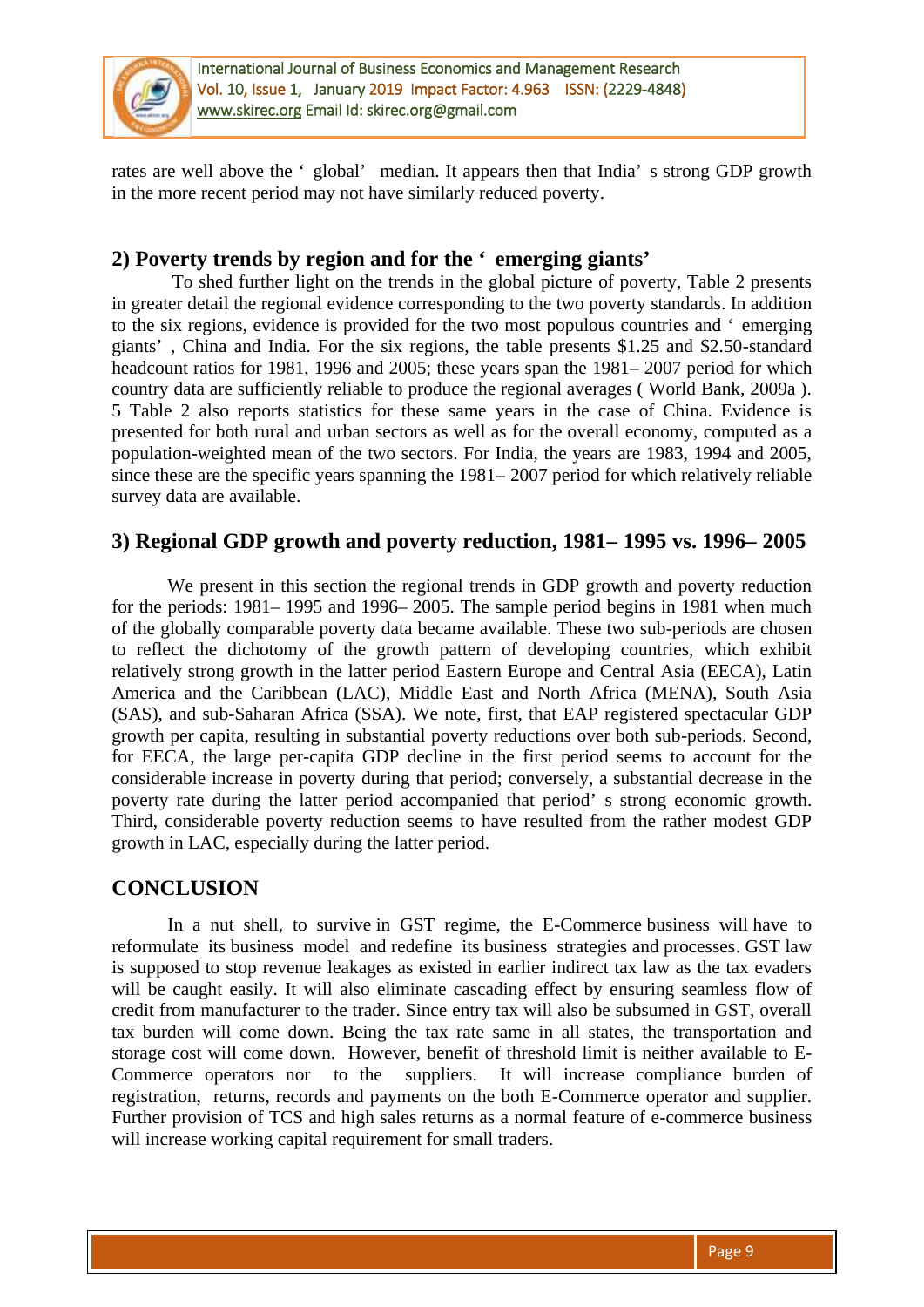rates are well above the ' global' median. It appears then that India' s strong GDP growth in the more recent period may not have similarly reduced poverty.

## 2) Poverty trends by region and for the ' emerging giants'

To shed further light on the trends in the global picture of poverty, Table 2 presents in greater detail the regional evidence corresponding to the two poverty standards. In addition to the six regions, evidence is provided for the two most populous countries and ' emerging giants' , China and India. For the six regions, the table presents $1.25 and $2.50-standard headcount ratios for 1981, 1996 and 2005; these years span the 1981– 2007 period for which country data are sufficiently reliable to produce the regional averages ( World Bank, 2009a ). 5 Table 2 also reports statistics for these same years in the case of China. Evidence is presented for both rural and urban sectors as well as for the overall economy, computed as a population-weighted mean of the two sectors. For India, the years are 1983, 1994 and 2005, since these are the specific years spanning the 1981– 2007 period for which relatively reliable survey data are available.

## 3) Regional GDP growth and poverty reduction, 1981– 1995 vs. 1996– 2005

We present in this section the regional trends in GDP growth and poverty reduction for the periods: 1981– 1995 and 1996– 2005. The sample period begins in 1981 when much of the globally comparable poverty data became available. These two sub-periods are chosen to reflect the dichotomy of the growth pattern of developing countries, which exhibit relatively strong growth in the latter period Eastern Europe and Central Asia (EECA), Latin America and the Caribbean (LAC), Middle East and North Africa (MENA), South Asia (SAS), and sub-Saharan Africa (SSA). We note, first, that EAP registered spectacular GDP growth per capita, resulting in substantial poverty reductions over both sub-periods. Second, for EECA, the large per-capita GDP decline in the first period seems to account for the considerable increase in poverty during that period; conversely, a substantial decrease in the poverty rate during the latter period accompanied that period' s strong economic growth. Third, considerable poverty reduction seems to have resulted from the rather modest GDP growth in LAC, especially during the latter period.

## CONCLUSION

In a nut shell, to survive in GST regime, the E-Commerce business will have to reformulate its business model and redefine its business strategies and processes. GST law is supposed to stop revenue leakages as existed in earlier indirect tax law as the tax evaders will be caught easily. It will also eliminate cascading effect by ensuring seamless flow of credit from manufacturer to the trader. Since entry tax will also be subsumed in GST, overall tax burden will come down. Being the tax rate same in all states, the transportation and storage cost will come down. However, benefit of threshold limit is neither available to E-Commerce operators nor to the suppliers. It will increase compliance burden of registration, returns, records and payments on the both E-Commerce operator and supplier. Further provision of TCS and high sales returns as a normal feature of e-commerce business will increase working capital requirement for small traders.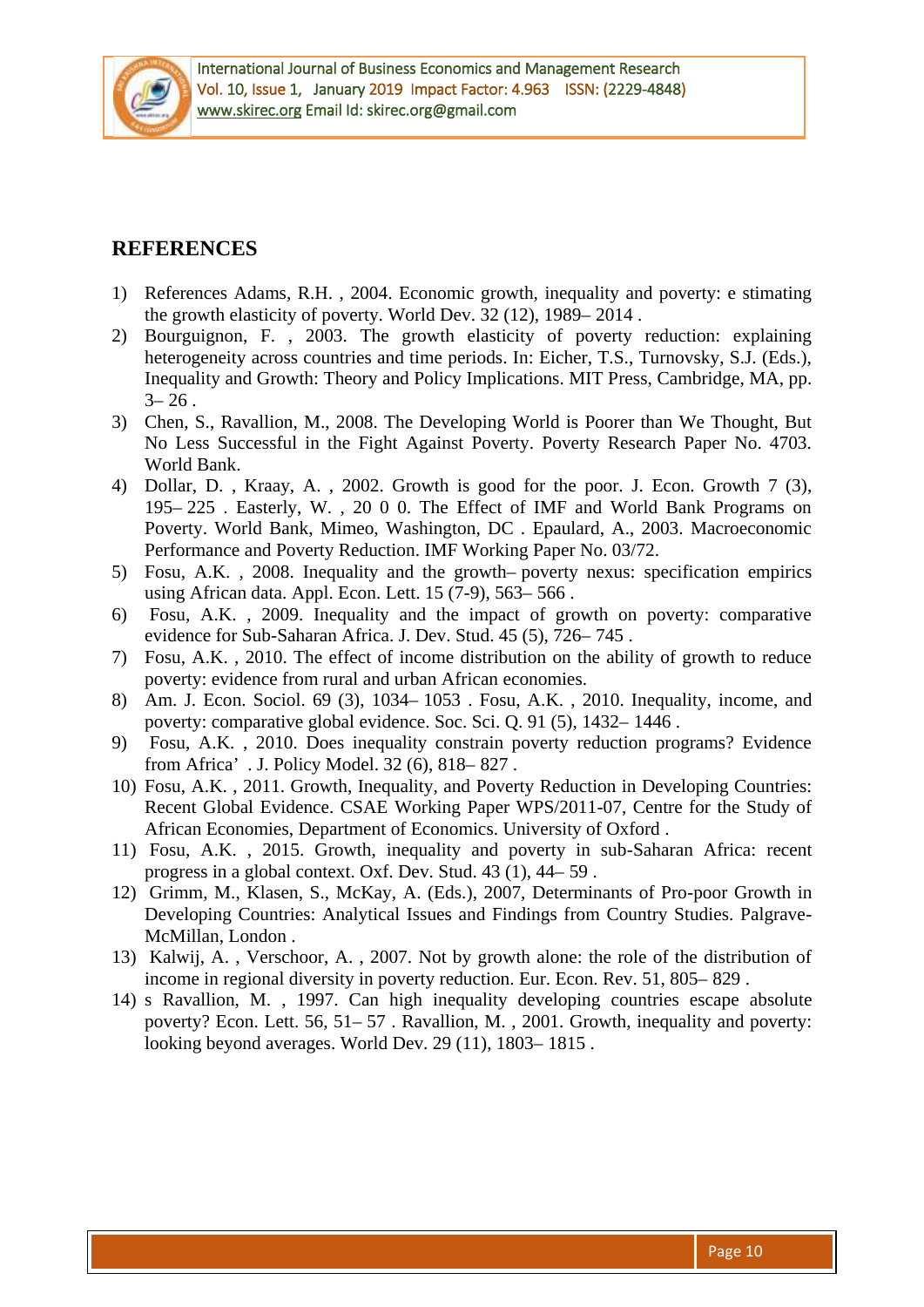## REFERENCES

1) References Adams, R.H. , 2004. Economic growth, inequality and poverty: e stimating the growth elasticity of poverty. World Dev. 32 (12), 1989– 2014 .
2) Bourguignon, F. , 2003. The growth elasticity of poverty reduction: explaining heterogeneity across countries and time periods. In: Eicher, T.S., Turnovsky, S.J. (Eds.), Inequality and Growth: Theory and Policy Implications. MIT Press, Cambridge, MA, pp. 3– 26 .
3) Chen, S., Ravallion, M., 2008. The Developing World is Poorer than We Thought, But No Less Successful in the Fight Against Poverty. Poverty Research Paper No. 4703. World Bank.
4) Dollar, D. , Kraay, A. , 2002. Growth is good for the poor. J. Econ. Growth 7 (3), 195– 225 . Easterly, W. , 20 0 0. The Effect of IMF and World Bank Programs on Poverty. World Bank, Mimeo, Washington, DC . Epaulard, A., 2003. Macroeconomic Performance and Poverty Reduction. IMF Working Paper No. 03/72.
5) Fosu, A.K. , 2008. Inequality and the growth– poverty nexus: specification empirics using African data. Appl. Econ. Lett. 15 (7-9), 563– 566 .
6) Fosu, A.K. , 2009. Inequality and the impact of growth on poverty: comparative evidence for Sub-Saharan Africa. J. Dev. Stud. 45 (5), 726– 745 .
7) Fosu, A.K. , 2010. The effect of income distribution on the ability of growth to reduce poverty: evidence from rural and urban African economies.
8) Am. J. Econ. Sociol. 69 (3), 1034– 1053 . Fosu, A.K. , 2010. Inequality, income, and poverty: comparative global evidence. Soc. Sci. Q. 91 (5), 1432– 1446 .
9) Fosu, A.K. , 2010. Does inequality constrain poverty reduction programs? Evidence from Africa' . J. Policy Model. 32 (6), 818– 827 .
10) Fosu, A.K. , 2011. Growth, Inequality, and Poverty Reduction in Developing Countries: Recent Global Evidence. CSAE Working Paper WPS/2011-07, Centre for the Study of African Economies, Department of Economics. University of Oxford .
11) Fosu, A.K. , 2015. Growth, inequality and poverty in sub-Saharan Africa: recent progress in a global context. Oxf. Dev. Stud. 43 (1), 44– 59 .
12) Grimm, M., Klasen, S., McKay, A. (Eds.), 2007, Determinants of Pro-poor Growth in Developing Countries: Analytical Issues and Findings from Country Studies. Palgrave-McMillan, London .
13) Kalwij, A. , Verschoor, A. , 2007. Not by growth alone: the role of the distribution of income in regional diversity in poverty reduction. Eur. Econ. Rev. 51, 805– 829 .
14) s Ravallion, M. , 1997. Can high inequality developing countries escape absolute poverty? Econ. Lett. 56, 51– 57 . Ravallion, M. , 2001. Growth, inequality and poverty: looking beyond averages. World Dev. 29 (11), 1803– 1815 .